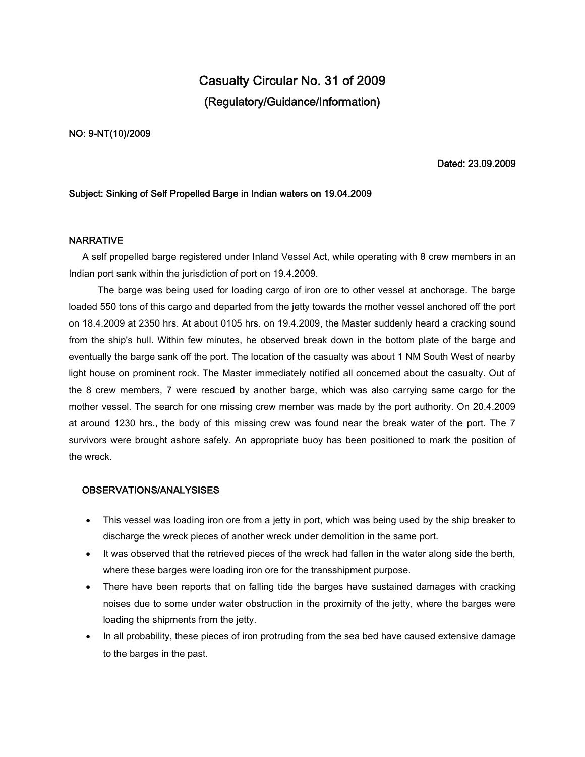# Casualty Circular No. 31 of 2009

## (Regulatory/Guidance/Information)

**NO: 9-NT(10)/2009**

**Dated: 23.09.2009**

**Subject: Sinking of Self Propelled Barge in Indian waters on 19.04.2009**

### NARRATIVE

A self propelled barge registered under Inland Vessel Act, while operating with 8 crew members in an Indian port sank within the jurisdiction of port on 19.4.2009.

The barge was being used for loading cargo of iron ore to other vessel at anchorage. The barge loaded 550 tons of this cargo and departed from the jetty towards the mother vessel anchored off the port on 18.4.2009 at 2350 hrs. At about 0105 hrs. on 19.4.2009, the Master suddenly heard a cracking sound from the ship's hull. Within few minutes, he observed break down in the bottom plate of the barge and eventually the barge sank off the port. The location of the casualty was about 1 NM South West of nearby light house on prominent rock. The Master immediately notified all concerned about the casualty. Out of the 8 crew members, 7 were rescued by another barge, which was also carrying same cargo for the mother vessel. The search for one missing crew member was made by the port authority. On 20.4.2009 at around 1230 hrs., the body of this missing crew was found near the break water of the port. The 7 survivors were brought ashore safely. An appropriate buoy has been positioned to mark the position of the wreck.

### OBSERVATIONS/ANALYSISES

- This vessel was loading iron ore from a jetty in port, which was being used by the ship breaker to discharge the wreck pieces of another wreck under demolition in the same port.
- It was observed that the retrieved pieces of the wreck had fallen in the water along side the berth, where these barges were loading iron ore for the transshipment purpose.
- There have been reports that on falling tide the barges have sustained damages with cracking noises due to some under water obstruction in the proximity of the jetty, where the barges were loading the shipments from the jetty.
- In all probability, these pieces of iron protruding from the sea bed have caused extensive damage to the barges in the past.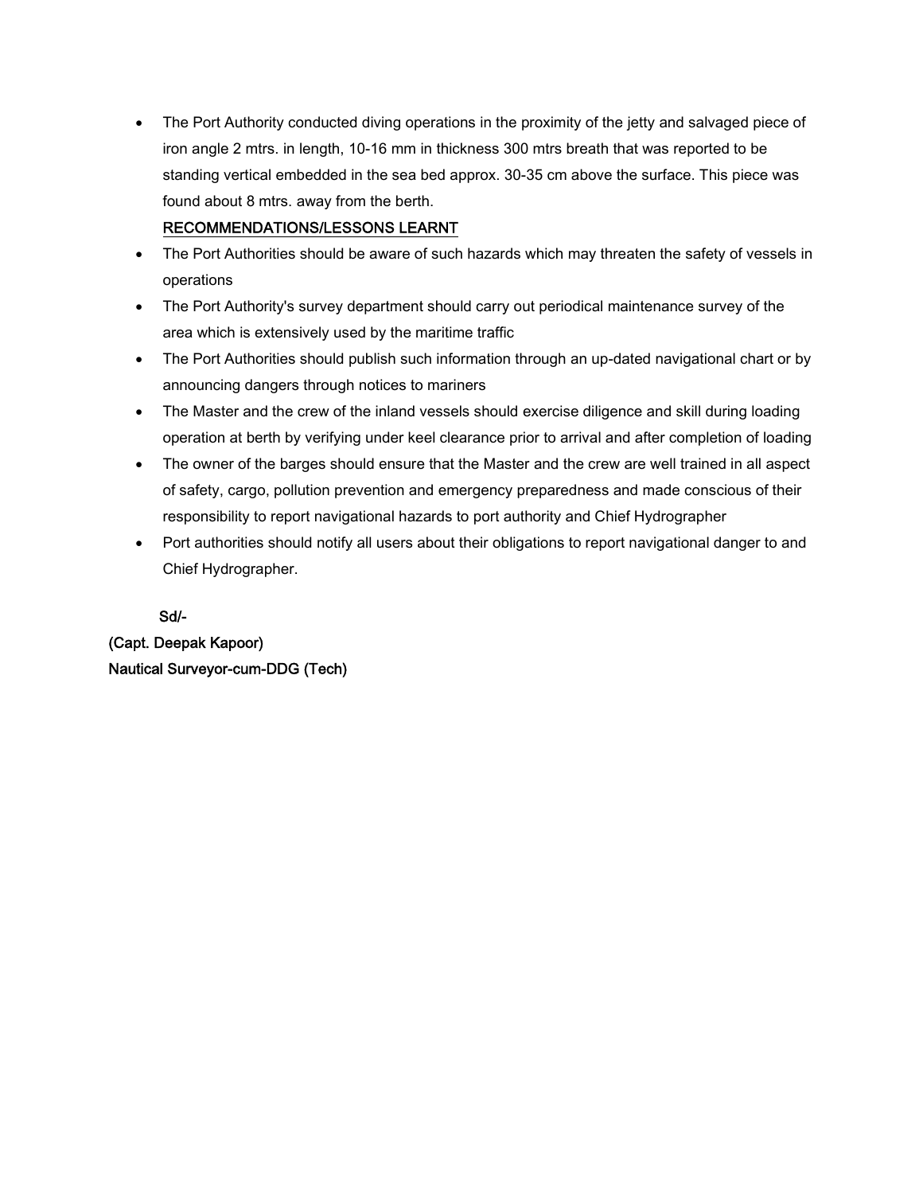- The Port Authority conducted diving operations in the proximity of the jetty and salvaged piece of iron angle 2 mtrs. in length, 10-16 mm in thickness 300 mtrs breath that was reported to be standing vertical embedded in the sea bed approx. 30-35 cm above the surface. This piece was found about 8 mtrs. away from the berth.

<u>RECOMMENDATIONS/LESSONS LEARNT</u>

- The Port Authorities should be aware of such hazards which may threaten the safety of vessels in operations
- The Port Authority's survey department should carry out periodical maintenance survey of the area which is extensively used by the maritime traffic
- The Port Authorities should publish such information through an up-dated navigational chart or by announcing dangers through notices to mariners
- The Master and the crew of the inland vessels should exercise diligence and skill during loading operation at berth by verifying under keel clearance prior to arrival and after completion of loading
- The owner of the barges should ensure that the Master and the crew are well trained in all aspect of safety, cargo, pollution prevention and emergency preparedness and made conscious of their responsibility to report navigational hazards to port authority and Chief Hydrographer
- Port authorities should notify all users about their obligations to report navigational danger to and Chief Hydrographer.

Sd/-

(Capt. Deepak Kapoor)
Nautical Surveyor-cum-DDG (Tech)